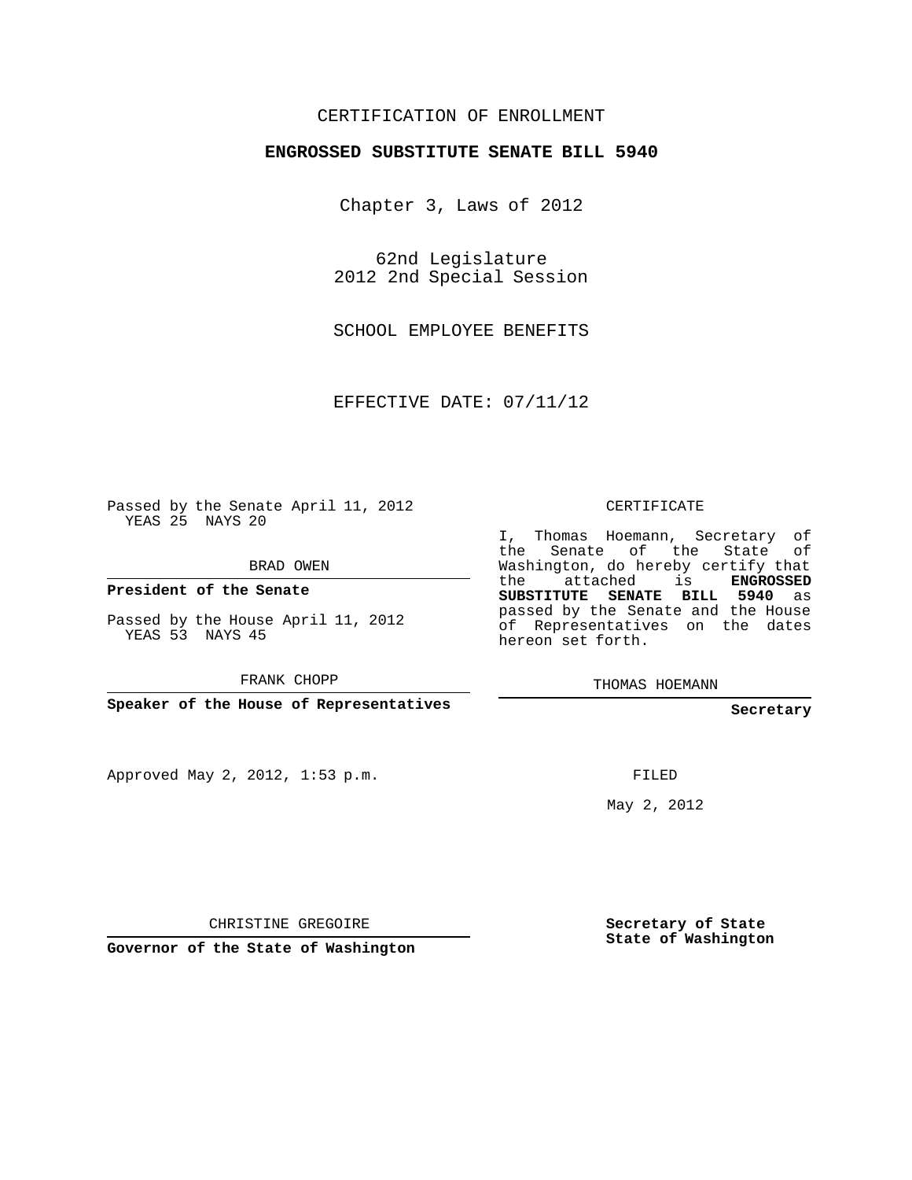CERTIFICATION OF ENROLLMENT

**ENGROSSED SUBSTITUTE SENATE BILL 5940**

Chapter 3, Laws of 2012

62nd Legislature
2012 2nd Special Session

SCHOOL EMPLOYEE BENEFITS

EFFECTIVE DATE: 07/11/12

Passed by the Senate April 11, 2012
YEAS 25 NAYS 20

BRAD OWEN

**President of the Senate**

Passed by the House April 11, 2012
YEAS 53 NAYS 45

FRANK CHOPP

**Speaker of the House of Representatives**

Approved May 2, 2012, 1:53 p.m.

CHRISTINE GREGOIRE

**Governor of the State of Washington**

CERTIFICATE

I, Thomas Hoemann, Secretary of the Senate of the State of Washington, do hereby certify that the attached is **ENGROSSED SUBSTITUTE SENATE BILL 5940** as passed by the Senate and the House of Representatives on the dates hereon set forth.

THOMAS HOEMANN

**Secretary**

FILED

May 2, 2012

**Secretary of State**
**State of Washington**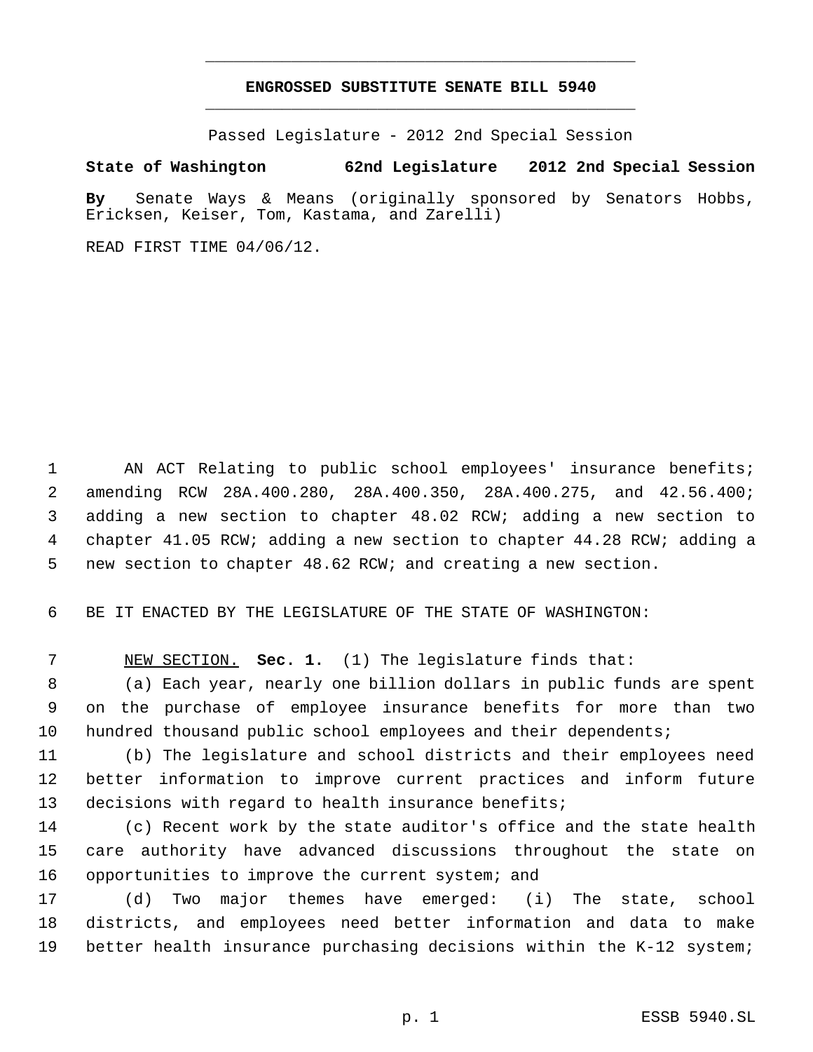# ENGROSSED SUBSTITUTE SENATE BILL 5940

Passed Legislature - 2012 2nd Special Session

**State of Washington 62nd Legislature 2012 2nd Special Session**

**By** Senate Ways & Means (originally sponsored by Senators Hobbs, Ericksen, Keiser, Tom, Kastama, and Zarelli)

READ FIRST TIME 04/06/12.

AN ACT Relating to public school employees' insurance benefits; amending RCW 28A.400.280, 28A.400.350, 28A.400.275, and 42.56.400; adding a new section to chapter 48.02 RCW; adding a new section to chapter 41.05 RCW; adding a new section to chapter 44.28 RCW; adding a new section to chapter 48.62 RCW; and creating a new section.

BE IT ENACTED BY THE LEGISLATURE OF THE STATE OF WASHINGTON:

NEW SECTION. **Sec. 1.** (1) The legislature finds that:

(a) Each year, nearly one billion dollars in public funds are spent on the purchase of employee insurance benefits for more than two hundred thousand public school employees and their dependents;

(b) The legislature and school districts and their employees need better information to improve current practices and inform future decisions with regard to health insurance benefits;

(c) Recent work by the state auditor's office and the state health care authority have advanced discussions throughout the state on opportunities to improve the current system; and

(d) Two major themes have emerged: (i) The state, school districts, and employees need better information and data to make better health insurance purchasing decisions within the K-12 system;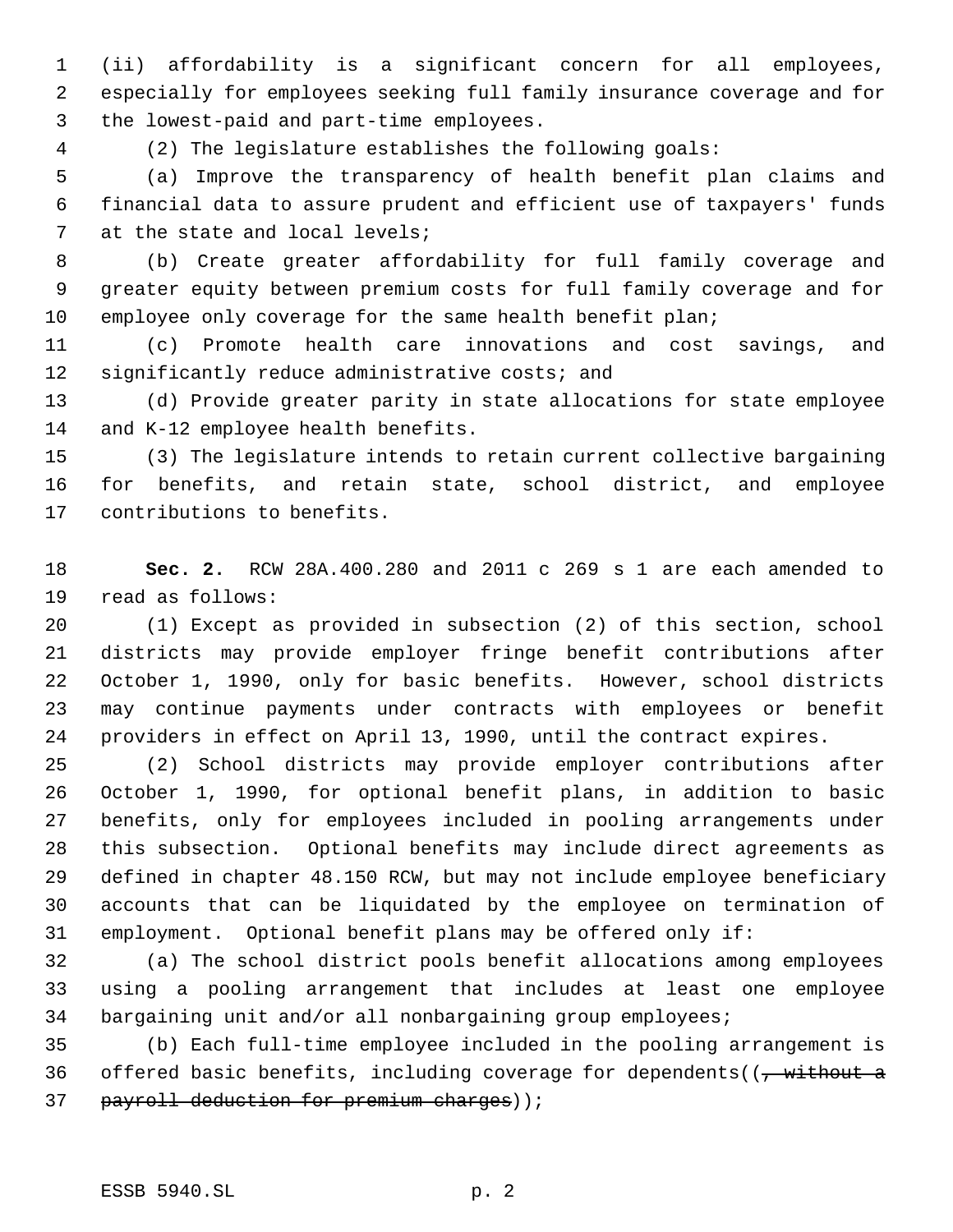(ii) affordability is a significant concern for all employees, especially for employees seeking full family insurance coverage and for the lowest-paid and part-time employees.

(2) The legislature establishes the following goals:

(a) Improve the transparency of health benefit plan claims and financial data to assure prudent and efficient use of taxpayers' funds at the state and local levels;

(b) Create greater affordability for full family coverage and greater equity between premium costs for full family coverage and for employee only coverage for the same health benefit plan;

(c) Promote health care innovations and cost savings, and significantly reduce administrative costs; and

(d) Provide greater parity in state allocations for state employee and K-12 employee health benefits.

(3) The legislature intends to retain current collective bargaining for benefits, and retain state, school district, and employee contributions to benefits.

**Sec. 2.** RCW 28A.400.280 and 2011 c 269 s 1 are each amended to read as follows:

(1) Except as provided in subsection (2) of this section, school districts may provide employer fringe benefit contributions after October 1, 1990, only for basic benefits. However, school districts may continue payments under contracts with employees or benefit providers in effect on April 13, 1990, until the contract expires.

(2) School districts may provide employer contributions after October 1, 1990, for optional benefit plans, in addition to basic benefits, only for employees included in pooling arrangements under this subsection. Optional benefits may include direct agreements as defined in chapter 48.150 RCW, but may not include employee beneficiary accounts that can be liquidated by the employee on termination of employment. Optional benefit plans may be offered only if:

(a) The school district pools benefit allocations among employees using a pooling arrangement that includes at least one employee bargaining unit and/or all nonbargaining group employees;

(b) Each full-time employee included in the pooling arrangement is offered basic benefits, including coverage for dependents((~~, without a payroll deduction for premium charges~~));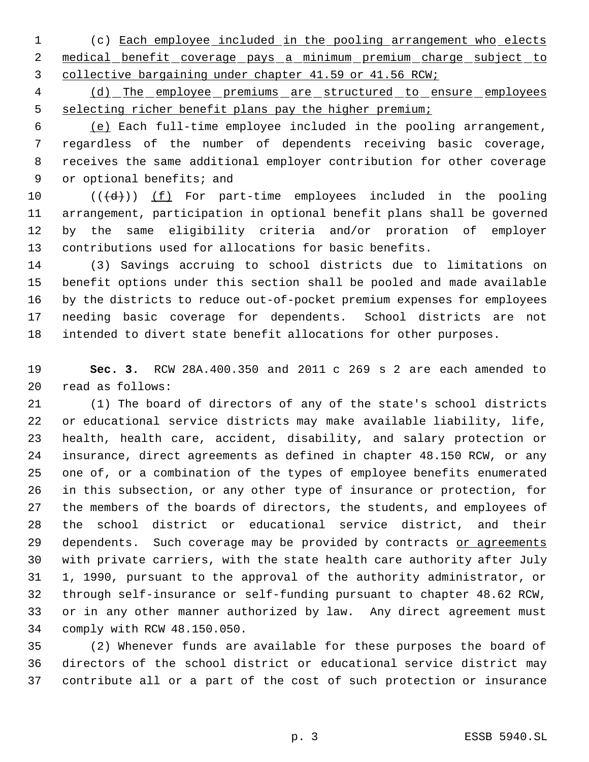(c) Each employee included in the pooling arrangement who elects medical benefit coverage pays a minimum premium charge subject to collective bargaining under chapter 41.59 or 41.56 RCW;

(d) The employee premiums are structured to ensure employees selecting richer benefit plans pay the higher premium;

(e) Each full-time employee included in the pooling arrangement, regardless of the number of dependents receiving basic coverage, receives the same additional employer contribution for other coverage or optional benefits; and

(((d))) (f) For part-time employees included in the pooling arrangement, participation in optional benefit plans shall be governed by the same eligibility criteria and/or proration of employer contributions used for allocations for basic benefits.

(3) Savings accruing to school districts due to limitations on benefit options under this section shall be pooled and made available by the districts to reduce out-of-pocket premium expenses for employees needing basic coverage for dependents. School districts are not intended to divert state benefit allocations for other purposes.

**Sec. 3.** RCW 28A.400.350 and 2011 c 269 s 2 are each amended to read as follows:

(1) The board of directors of any of the state's school districts or educational service districts may make available liability, life, health, health care, accident, disability, and salary protection or insurance, direct agreements as defined in chapter 48.150 RCW, or any one of, or a combination of the types of employee benefits enumerated in this subsection, or any other type of insurance or protection, for the members of the boards of directors, the students, and employees of the school district or educational service district, and their dependents. Such coverage may be provided by contracts or agreements with private carriers, with the state health care authority after July 1, 1990, pursuant to the approval of the authority administrator, or through self-insurance or self-funding pursuant to chapter 48.62 RCW, or in any other manner authorized by law. Any direct agreement must comply with RCW 48.150.050.

(2) Whenever funds are available for these purposes the board of directors of the school district or educational service district may contribute all or a part of the cost of such protection or insurance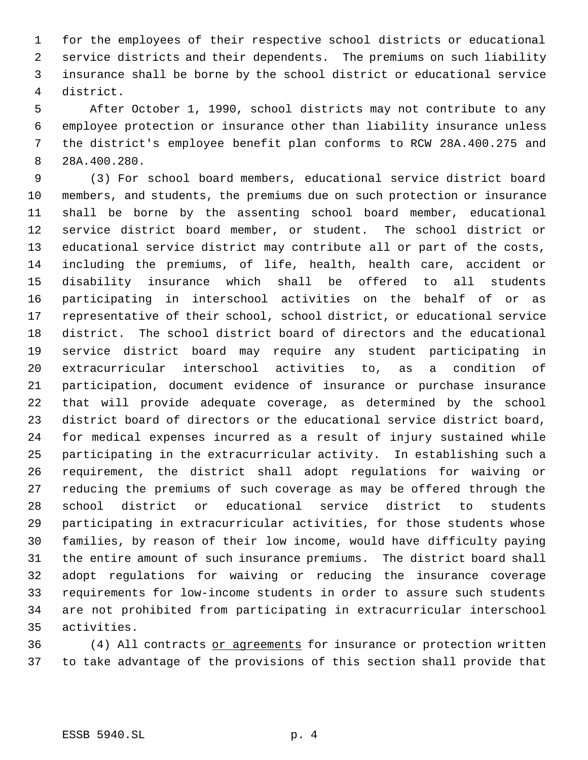for the employees of their respective school districts or educational service districts and their dependents. The premiums on such liability insurance shall be borne by the school district or educational service district.

After October 1, 1990, school districts may not contribute to any employee protection or insurance other than liability insurance unless the district's employee benefit plan conforms to RCW 28A.400.275 and 28A.400.280.

(3) For school board members, educational service district board members, and students, the premiums due on such protection or insurance shall be borne by the assenting school board member, educational service district board member, or student. The school district or educational service district may contribute all or part of the costs, including the premiums, of life, health, health care, accident or disability insurance which shall be offered to all students participating in interschool activities on the behalf of or as representative of their school, school district, or educational service district. The school district board of directors and the educational service district board may require any student participating in extracurricular interschool activities to, as a condition of participation, document evidence of insurance or purchase insurance that will provide adequate coverage, as determined by the school district board of directors or the educational service district board, for medical expenses incurred as a result of injury sustained while participating in the extracurricular activity. In establishing such a requirement, the district shall adopt regulations for waiving or reducing the premiums of such coverage as may be offered through the school district or educational service district to students participating in extracurricular activities, for those students whose families, by reason of their low income, would have difficulty paying the entire amount of such insurance premiums. The district board shall adopt regulations for waiving or reducing the insurance coverage requirements for low-income students in order to assure such students are not prohibited from participating in extracurricular interschool activities.

(4) All contracts <u>or agreements</u> for insurance or protection written to take advantage of the provisions of this section shall provide that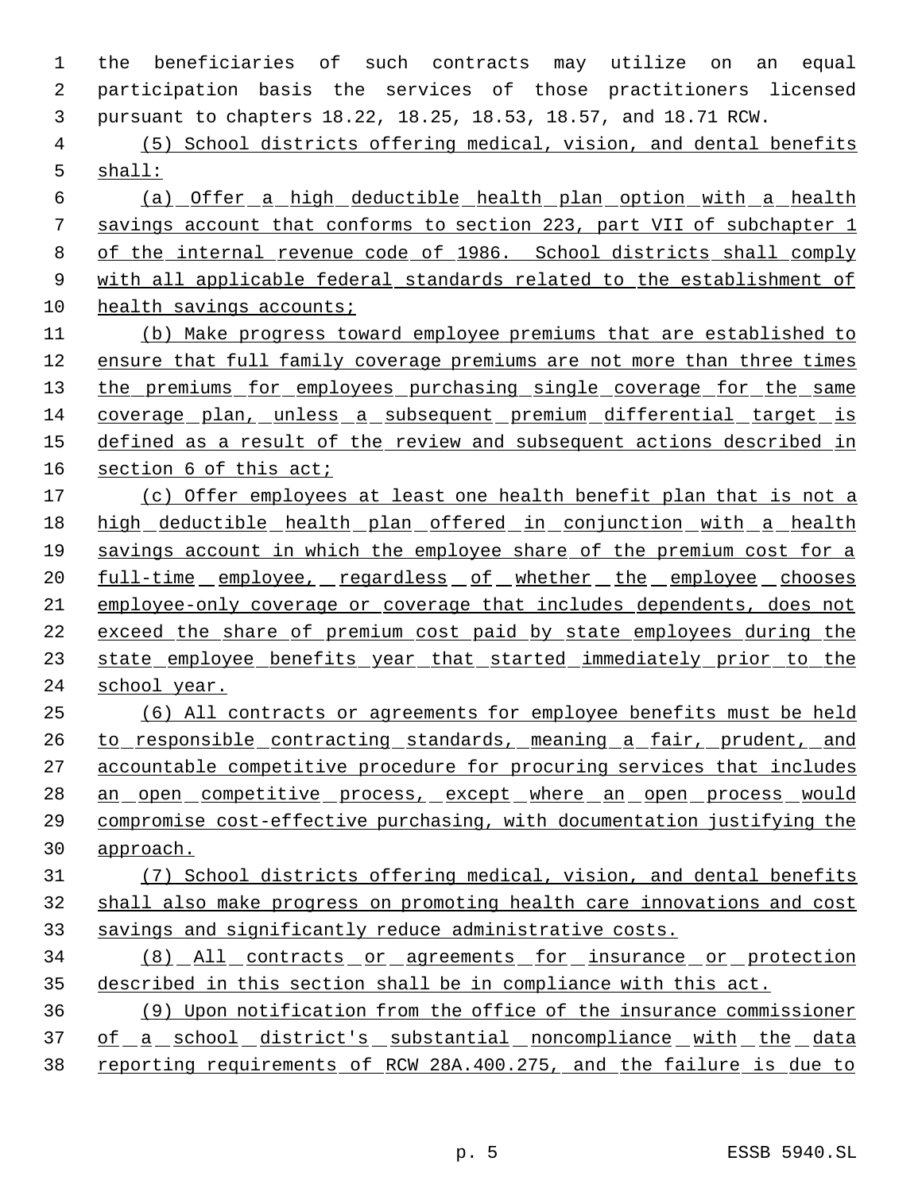the beneficiaries of such contracts may utilize on an equal participation basis the services of those practitioners licensed pursuant to chapters 18.22, 18.25, 18.53, 18.57, and 18.71 RCW.

(5) School districts offering medical, vision, and dental benefits shall:

(a) Offer a high deductible health plan option with a health savings account that conforms to section 223, part VII of subchapter 1 of the internal revenue code of 1986. School districts shall comply with all applicable federal standards related to the establishment of health savings accounts;

(b) Make progress toward employee premiums that are established to ensure that full family coverage premiums are not more than three times the premiums for employees purchasing single coverage for the same coverage plan, unless a subsequent premium differential target is defined as a result of the review and subsequent actions described in section 6 of this act;

(c) Offer employees at least one health benefit plan that is not a high deductible health plan offered in conjunction with a health savings account in which the employee share of the premium cost for a full-time employee, regardless of whether the employee chooses employee-only coverage or coverage that includes dependents, does not exceed the share of premium cost paid by state employees during the state employee benefits year that started immediately prior to the school year.

(6) All contracts or agreements for employee benefits must be held to responsible contracting standards, meaning a fair, prudent, and accountable competitive procedure for procuring services that includes an open competitive process, except where an open process would compromise cost-effective purchasing, with documentation justifying the approach.

(7) School districts offering medical, vision, and dental benefits shall also make progress on promoting health care innovations and cost savings and significantly reduce administrative costs.

(8) All contracts or agreements for insurance or protection described in this section shall be in compliance with this act.

(9) Upon notification from the office of the insurance commissioner of a school district's substantial noncompliance with the data reporting requirements of RCW 28A.400.275, and the failure is due to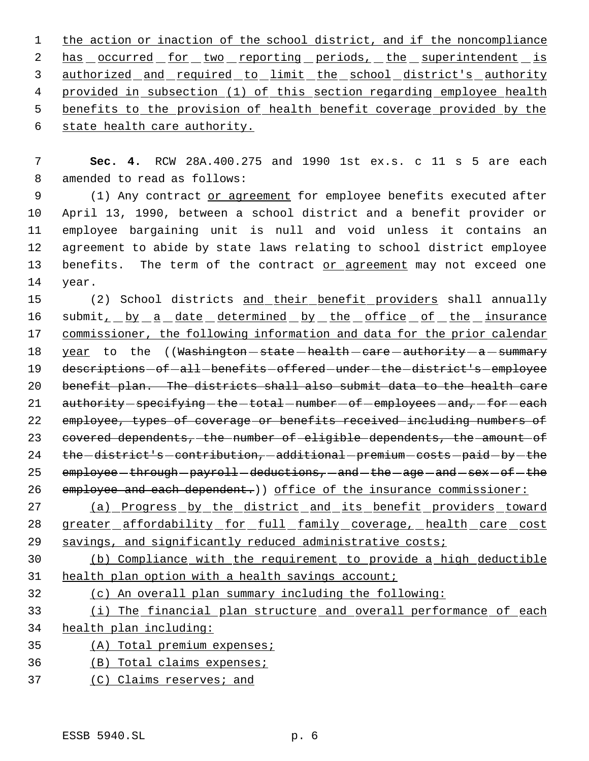the action or inaction of the school district, and if the noncompliance has occurred for two reporting periods, the superintendent is authorized and required to limit the school district's authority provided in subsection (1) of this section regarding employee health benefits to the provision of health benefit coverage provided by the state health care authority.

**Sec. 4.** RCW 28A.400.275 and 1990 1st ex.s. c 11 s 5 are each amended to read as follows:

(1) Any contract or agreement for employee benefits executed after April 13, 1990, between a school district and a benefit provider or employee bargaining unit is null and void unless it contains an agreement to abide by state laws relating to school district employee benefits. The term of the contract or agreement may not exceed one year.

(2) School districts and their benefit providers shall annually submit, by a date determined by the office of the insurance commissioner, the following information and data for the prior calendar year to the ((~~Washington state health care authority a summary descriptions of all benefits offered under the district's employee benefit plan. The districts shall also submit data to the health care authority specifying the total number of employees and, for each employee, types of coverage or benefits received including numbers of covered dependents, the number of eligible dependents, the amount of the district's contribution, additional premium costs paid by the employee through payroll deductions, and the age and sex of the employee and each dependent.~~)) office of the insurance commissioner:

(a) Progress by the district and its benefit providers toward greater affordability for full family coverage, health care cost savings, and significantly reduced administrative costs;

(b) Compliance with the requirement to provide a high deductible health plan option with a health savings account;

(c) An overall plan summary including the following:

(i) The financial plan structure and overall performance of each health plan including:

(A) Total premium expenses;

(B) Total claims expenses;

(C) Claims reserves; and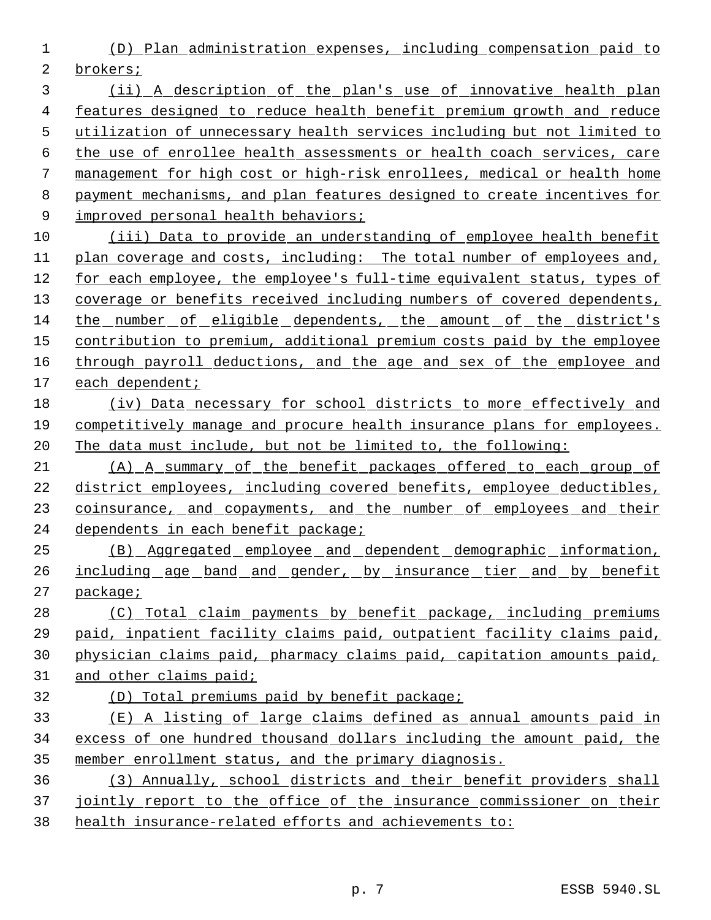(D) Plan administration expenses, including compensation paid to brokers;

(ii) A description of the plan's use of innovative health plan features designed to reduce health benefit premium growth and reduce utilization of unnecessary health services including but not limited to the use of enrollee health assessments or health coach services, care management for high cost or high-risk enrollees, medical or health home payment mechanisms, and plan features designed to create incentives for improved personal health behaviors;

(iii) Data to provide an understanding of employee health benefit plan coverage and costs, including: The total number of employees and, for each employee, the employee's full-time equivalent status, types of coverage or benefits received including numbers of covered dependents, the number of eligible dependents, the amount of the district's contribution to premium, additional premium costs paid by the employee through payroll deductions, and the age and sex of the employee and each dependent;

(iv) Data necessary for school districts to more effectively and competitively manage and procure health insurance plans for employees. The data must include, but not be limited to, the following:

(A) A summary of the benefit packages offered to each group of district employees, including covered benefits, employee deductibles, coinsurance, and copayments, and the number of employees and their dependents in each benefit package;

(B) Aggregated employee and dependent demographic information, including age band and gender, by insurance tier and by benefit package;

(C) Total claim payments by benefit package, including premiums paid, inpatient facility claims paid, outpatient facility claims paid, physician claims paid, pharmacy claims paid, capitation amounts paid, and other claims paid;

(D) Total premiums paid by benefit package;

(E) A listing of large claims defined as annual amounts paid in excess of one hundred thousand dollars including the amount paid, the member enrollment status, and the primary diagnosis.

(3) Annually, school districts and their benefit providers shall jointly report to the office of the insurance commissioner on their health insurance-related efforts and achievements to: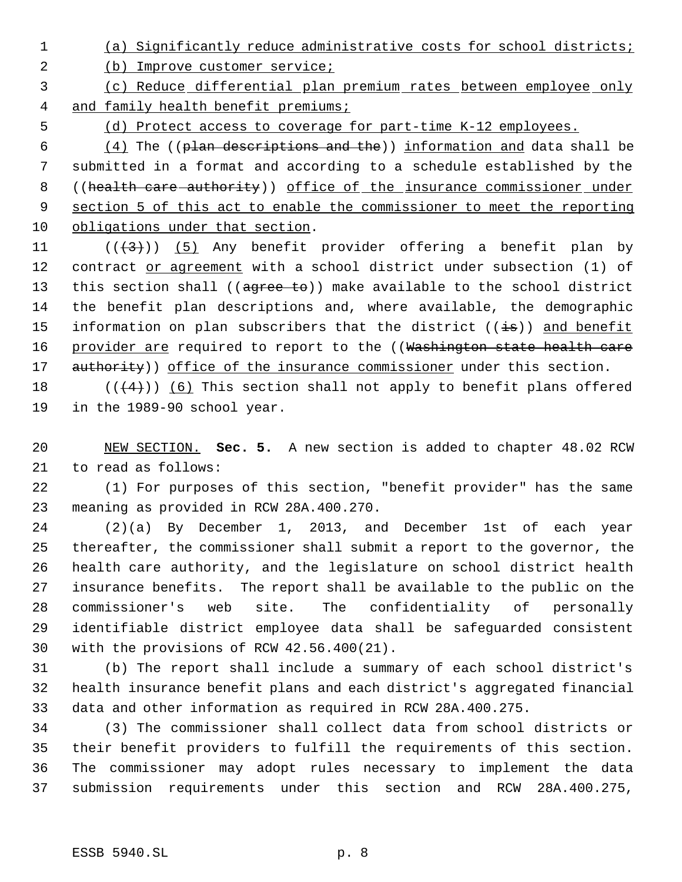(a) Significantly reduce administrative costs for school districts;

(b) Improve customer service;

(c) Reduce differential plan premium rates between employee only and family health benefit premiums;

(d) Protect access to coverage for part-time K-12 employees.

(4) The ((~~plan descriptions and the~~)) information and data shall be submitted in a format and according to a schedule established by the ((~~health care authority~~)) office of the insurance commissioner under section 5 of this act to enable the commissioner to meet the reporting obligations under that section.

((~~(3)~~)) (5) Any benefit provider offering a benefit plan by contract or agreement with a school district under subsection (1) of this section shall ((~~agree to~~)) make available to the school district the benefit plan descriptions and, where available, the demographic information on plan subscribers that the district ((~~is~~)) and benefit provider are required to report to the ((~~Washington state health care authority~~)) office of the insurance commissioner under this section.

((~~(4)~~)) (6) This section shall not apply to benefit plans offered in the 1989-90 school year.

NEW SECTION. **Sec. 5.** A new section is added to chapter 48.02 RCW to read as follows:

(1) For purposes of this section, "benefit provider" has the same meaning as provided in RCW 28A.400.270.

(2)(a) By December 1, 2013, and December 1st of each year thereafter, the commissioner shall submit a report to the governor, the health care authority, and the legislature on school district health insurance benefits. The report shall be available to the public on the commissioner's web site. The confidentiality of personally identifiable district employee data shall be safeguarded consistent with the provisions of RCW 42.56.400(21).

(b) The report shall include a summary of each school district's health insurance benefit plans and each district's aggregated financial data and other information as required in RCW 28A.400.275.

(3) The commissioner shall collect data from school districts or their benefit providers to fulfill the requirements of this section. The commissioner may adopt rules necessary to implement the data submission requirements under this section and RCW 28A.400.275,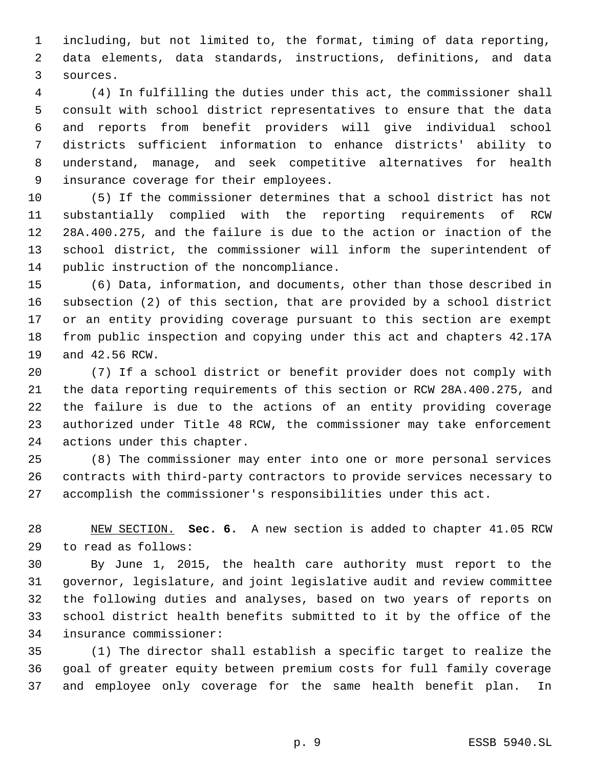including, but not limited to, the format, timing of data reporting, data elements, data standards, instructions, definitions, and data sources.

(4) In fulfilling the duties under this act, the commissioner shall consult with school district representatives to ensure that the data and reports from benefit providers will give individual school districts sufficient information to enhance districts' ability to understand, manage, and seek competitive alternatives for health insurance coverage for their employees.

(5) If the commissioner determines that a school district has not substantially complied with the reporting requirements of RCW 28A.400.275, and the failure is due to the action or inaction of the school district, the commissioner will inform the superintendent of public instruction of the noncompliance.

(6) Data, information, and documents, other than those described in subsection (2) of this section, that are provided by a school district or an entity providing coverage pursuant to this section are exempt from public inspection and copying under this act and chapters 42.17A and 42.56 RCW.

(7) If a school district or benefit provider does not comply with the data reporting requirements of this section or RCW 28A.400.275, and the failure is due to the actions of an entity providing coverage authorized under Title 48 RCW, the commissioner may take enforcement actions under this chapter.

(8) The commissioner may enter into one or more personal services contracts with third-party contractors to provide services necessary to accomplish the commissioner's responsibilities under this act.

NEW SECTION. **Sec. 6.** A new section is added to chapter 41.05 RCW to read as follows:

By June 1, 2015, the health care authority must report to the governor, legislature, and joint legislative audit and review committee the following duties and analyses, based on two years of reports on school district health benefits submitted to it by the office of the insurance commissioner:

(1) The director shall establish a specific target to realize the goal of greater equity between premium costs for full family coverage and employee only coverage for the same health benefit plan. In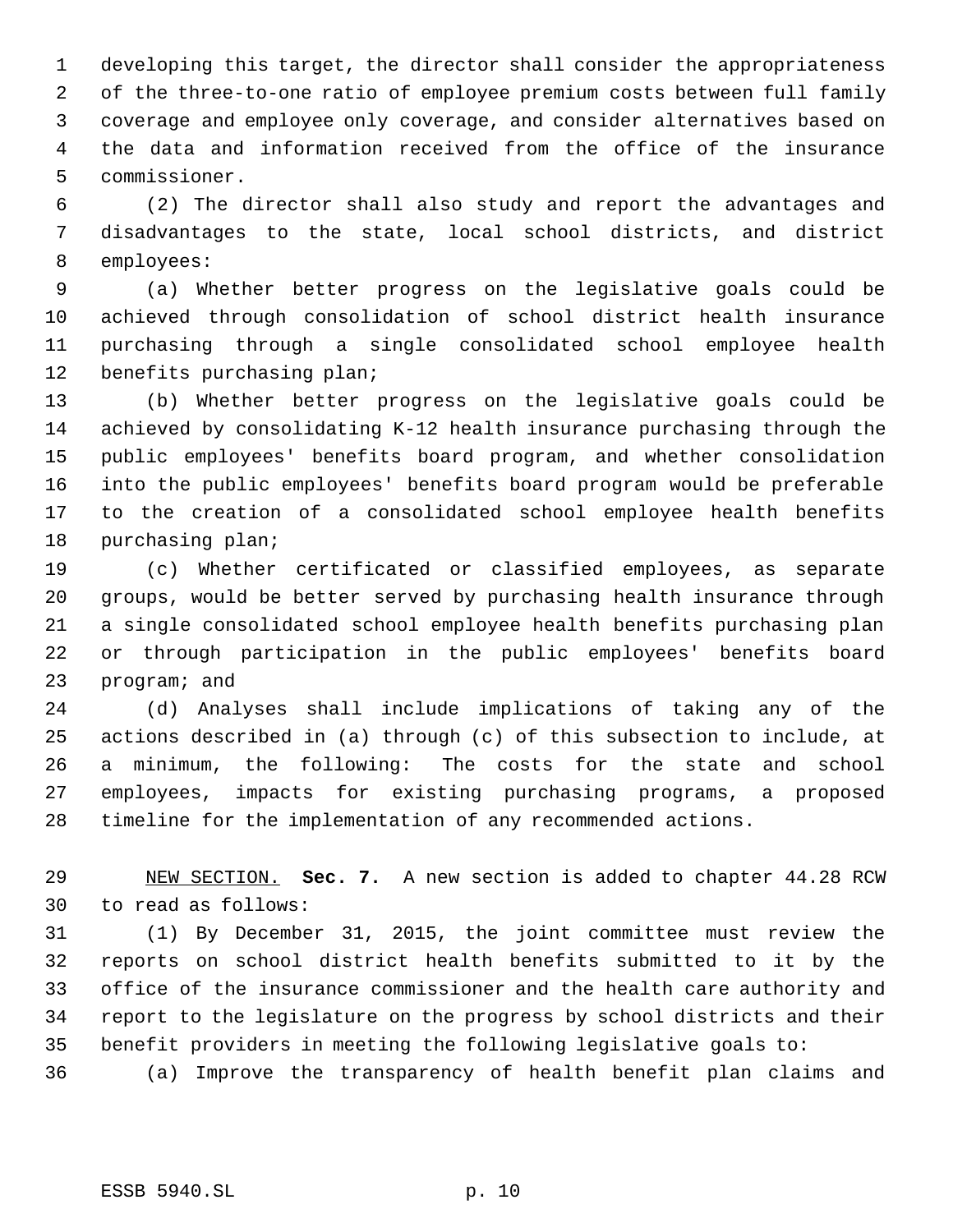developing this target, the director shall consider the appropriateness of the three-to-one ratio of employee premium costs between full family coverage and employee only coverage, and consider alternatives based on the data and information received from the office of the insurance commissioner.

(2) The director shall also study and report the advantages and disadvantages to the state, local school districts, and district employees:

(a) Whether better progress on the legislative goals could be achieved through consolidation of school district health insurance purchasing through a single consolidated school employee health benefits purchasing plan;

(b) Whether better progress on the legislative goals could be achieved by consolidating K-12 health insurance purchasing through the public employees' benefits board program, and whether consolidation into the public employees' benefits board program would be preferable to the creation of a consolidated school employee health benefits purchasing plan;

(c) Whether certificated or classified employees, as separate groups, would be better served by purchasing health insurance through a single consolidated school employee health benefits purchasing plan or through participation in the public employees' benefits board program; and

(d) Analyses shall include implications of taking any of the actions described in (a) through (c) of this subsection to include, at a minimum, the following: The costs for the state and school employees, impacts for existing purchasing programs, a proposed timeline for the implementation of any recommended actions.

NEW SECTION. **Sec. 7.** A new section is added to chapter 44.28 RCW to read as follows:

(1) By December 31, 2015, the joint committee must review the reports on school district health benefits submitted to it by the office of the insurance commissioner and the health care authority and report to the legislature on the progress by school districts and their benefit providers in meeting the following legislative goals to:

(a) Improve the transparency of health benefit plan claims and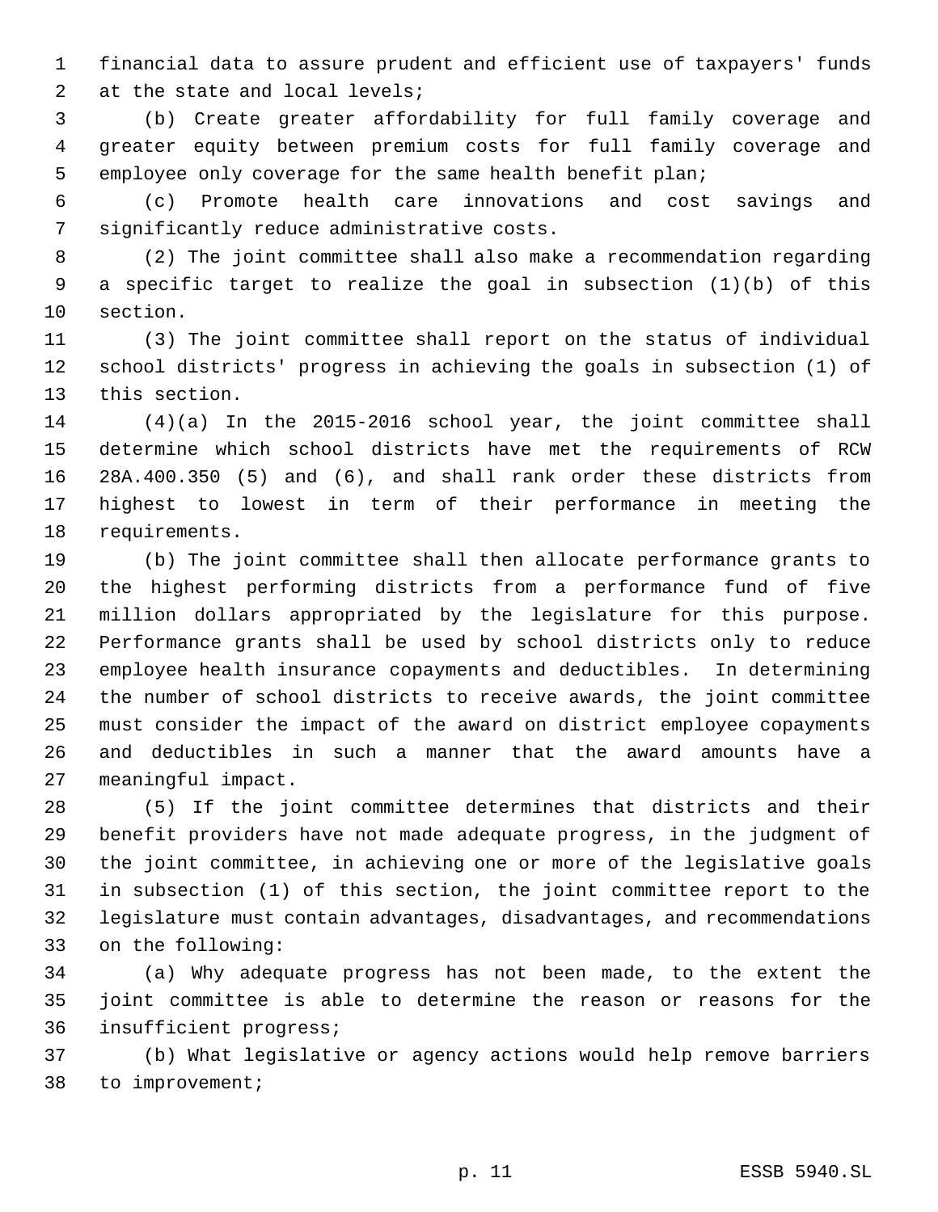financial data to assure prudent and efficient use of taxpayers' funds at the state and local levels;

(b) Create greater affordability for full family coverage and greater equity between premium costs for full family coverage and employee only coverage for the same health benefit plan;

(c) Promote health care innovations and cost savings and significantly reduce administrative costs.

(2) The joint committee shall also make a recommendation regarding a specific target to realize the goal in subsection (1)(b) of this section.

(3) The joint committee shall report on the status of individual school districts' progress in achieving the goals in subsection (1) of this section.

(4)(a) In the 2015-2016 school year, the joint committee shall determine which school districts have met the requirements of RCW 28A.400.350 (5) and (6), and shall rank order these districts from highest to lowest in term of their performance in meeting the requirements.

(b) The joint committee shall then allocate performance grants to the highest performing districts from a performance fund of five million dollars appropriated by the legislature for this purpose. Performance grants shall be used by school districts only to reduce employee health insurance copayments and deductibles. In determining the number of school districts to receive awards, the joint committee must consider the impact of the award on district employee copayments and deductibles in such a manner that the award amounts have a meaningful impact.

(5) If the joint committee determines that districts and their benefit providers have not made adequate progress, in the judgment of the joint committee, in achieving one or more of the legislative goals in subsection (1) of this section, the joint committee report to the legislature must contain advantages, disadvantages, and recommendations on the following:

(a) Why adequate progress has not been made, to the extent the joint committee is able to determine the reason or reasons for the insufficient progress;

(b) What legislative or agency actions would help remove barriers to improvement;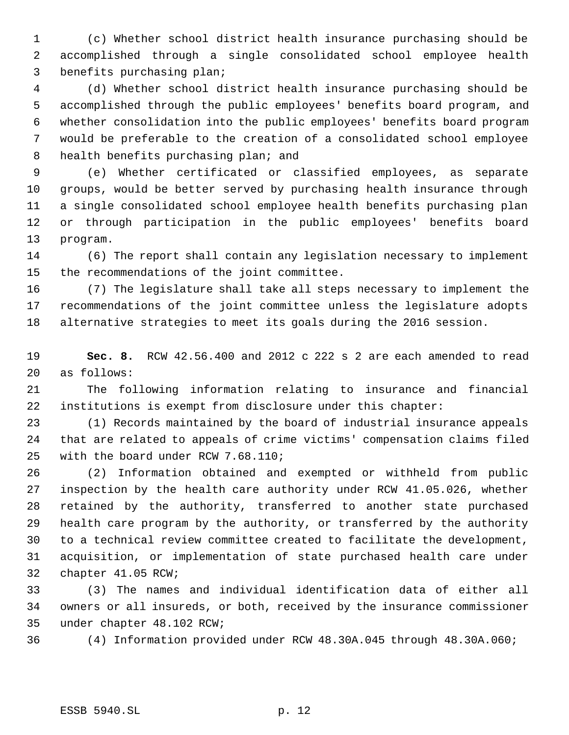(c) Whether school district health insurance purchasing should be accomplished through a single consolidated school employee health benefits purchasing plan;

(d) Whether school district health insurance purchasing should be accomplished through the public employees' benefits board program, and whether consolidation into the public employees' benefits board program would be preferable to the creation of a consolidated school employee health benefits purchasing plan; and

(e) Whether certificated or classified employees, as separate groups, would be better served by purchasing health insurance through a single consolidated school employee health benefits purchasing plan or through participation in the public employees' benefits board program.

(6) The report shall contain any legislation necessary to implement the recommendations of the joint committee.

(7) The legislature shall take all steps necessary to implement the recommendations of the joint committee unless the legislature adopts alternative strategies to meet its goals during the 2016 session.

**Sec. 8.** RCW 42.56.400 and 2012 c 222 s 2 are each amended to read as follows:

The following information relating to insurance and financial institutions is exempt from disclosure under this chapter:

(1) Records maintained by the board of industrial insurance appeals that are related to appeals of crime victims' compensation claims filed with the board under RCW 7.68.110;

(2) Information obtained and exempted or withheld from public inspection by the health care authority under RCW 41.05.026, whether retained by the authority, transferred to another state purchased health care program by the authority, or transferred by the authority to a technical review committee created to facilitate the development, acquisition, or implementation of state purchased health care under chapter 41.05 RCW;

(3) The names and individual identification data of either all owners or all insureds, or both, received by the insurance commissioner under chapter 48.102 RCW;

(4) Information provided under RCW 48.30A.045 through 48.30A.060;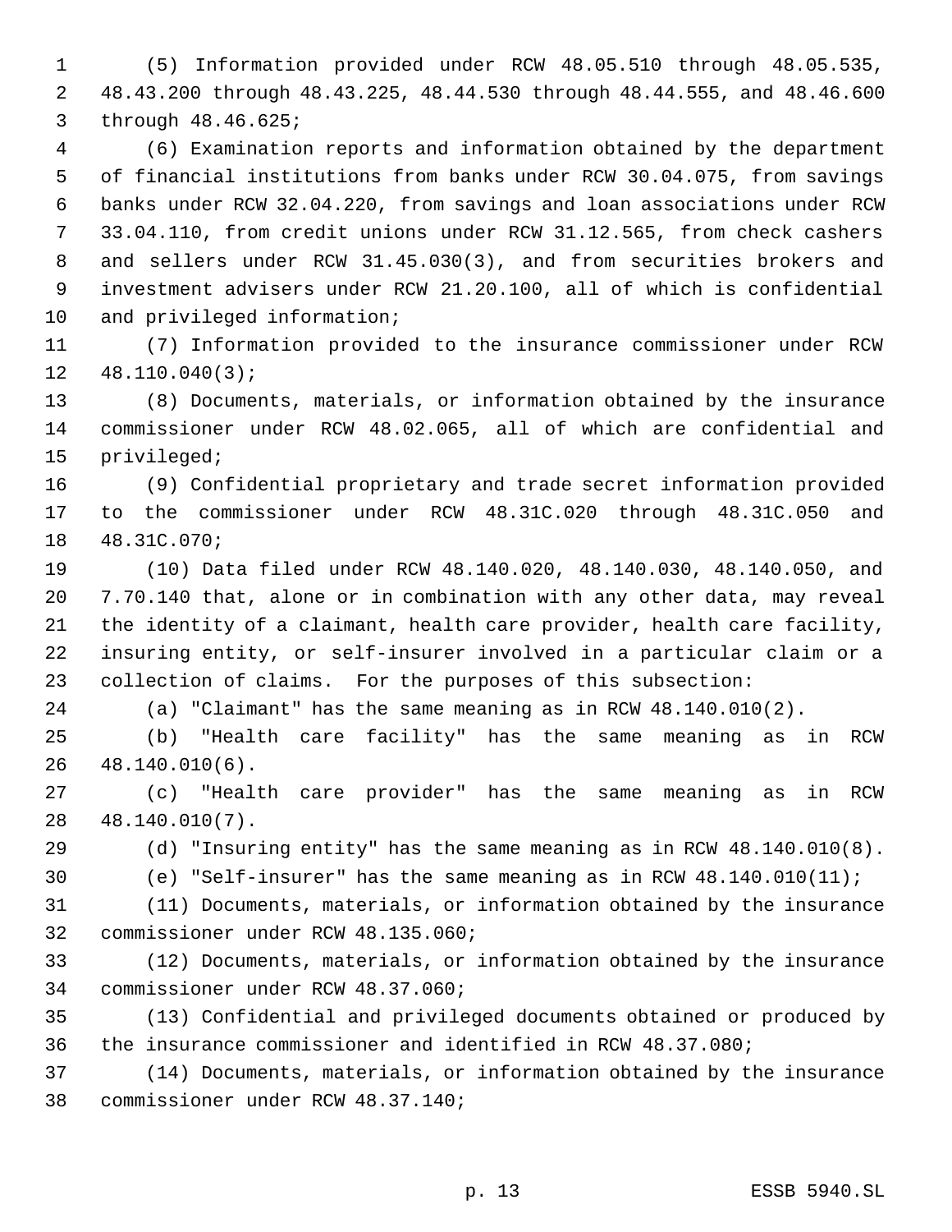(5) Information provided under RCW 48.05.510 through 48.05.535, 48.43.200 through 48.43.225, 48.44.530 through 48.44.555, and 48.46.600 through 48.46.625;

(6) Examination reports and information obtained by the department of financial institutions from banks under RCW 30.04.075, from savings banks under RCW 32.04.220, from savings and loan associations under RCW 33.04.110, from credit unions under RCW 31.12.565, from check cashers and sellers under RCW 31.45.030(3), and from securities brokers and investment advisers under RCW 21.20.100, all of which is confidential and privileged information;

(7) Information provided to the insurance commissioner under RCW 48.110.040(3);

(8) Documents, materials, or information obtained by the insurance commissioner under RCW 48.02.065, all of which are confidential and privileged;

(9) Confidential proprietary and trade secret information provided to the commissioner under RCW 48.31C.020 through 48.31C.050 and 48.31C.070;

(10) Data filed under RCW 48.140.020, 48.140.030, 48.140.050, and 7.70.140 that, alone or in combination with any other data, may reveal the identity of a claimant, health care provider, health care facility, insuring entity, or self-insurer involved in a particular claim or a collection of claims. For the purposes of this subsection:

(a) "Claimant" has the same meaning as in RCW 48.140.010(2).

(b) "Health care facility" has the same meaning as in RCW 48.140.010(6).

(c) "Health care provider" has the same meaning as in RCW 48.140.010(7).

(d) "Insuring entity" has the same meaning as in RCW 48.140.010(8).

(e) "Self-insurer" has the same meaning as in RCW 48.140.010(11);

(11) Documents, materials, or information obtained by the insurance commissioner under RCW 48.135.060;

(12) Documents, materials, or information obtained by the insurance commissioner under RCW 48.37.060;

(13) Confidential and privileged documents obtained or produced by the insurance commissioner and identified in RCW 48.37.080;

(14) Documents, materials, or information obtained by the insurance commissioner under RCW 48.37.140;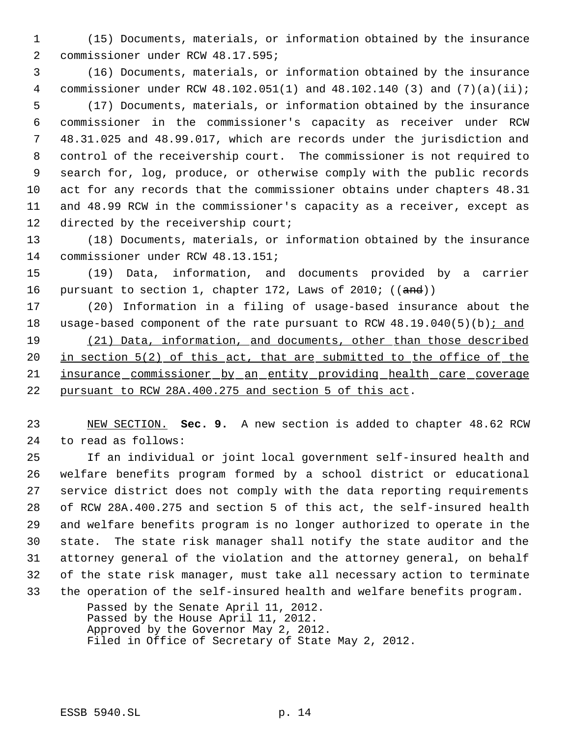(15) Documents, materials, or information obtained by the insurance commissioner under RCW 48.17.595;

(16) Documents, materials, or information obtained by the insurance commissioner under RCW 48.102.051(1) and 48.102.140 (3) and (7)(a)(ii);

(17) Documents, materials, or information obtained by the insurance commissioner in the commissioner's capacity as receiver under RCW 48.31.025 and 48.99.017, which are records under the jurisdiction and control of the receivership court. The commissioner is not required to search for, log, produce, or otherwise comply with the public records act for any records that the commissioner obtains under chapters 48.31 and 48.99 RCW in the commissioner's capacity as a receiver, except as directed by the receivership court;

(18) Documents, materials, or information obtained by the insurance commissioner under RCW 48.13.151;

(19) Data, information, and documents provided by a carrier pursuant to section 1, chapter 172, Laws of 2010; ((~~and~~))

(20) Information in a filing of usage-based insurance about the usage-based component of the rate pursuant to RCW 48.19.040(5)(b)<u>; and</u>

<u>(21) Data, information, and documents, other than those described in section 5(2) of this act, that are submitted to the office of the insurance commissioner by an entity providing health care coverage pursuant to RCW 28A.400.275 and section 5 of this act</u>.

<u>NEW SECTION.</u> **Sec. 9.** A new section is added to chapter 48.62 RCW to read as follows:

If an individual or joint local government self-insured health and welfare benefits program formed by a school district or educational service district does not comply with the data reporting requirements of RCW 28A.400.275 and section 5 of this act, the self-insured health and welfare benefits program is no longer authorized to operate in the state. The state risk manager shall notify the state auditor and the attorney general of the violation and the attorney general, on behalf of the state risk manager, must take all necessary action to terminate the operation of the self-insured health and welfare benefits program.

Passed by the Senate April 11, 2012.
Passed by the House April 11, 2012.
Approved by the Governor May 2, 2012.
Filed in Office of Secretary of State May 2, 2012.